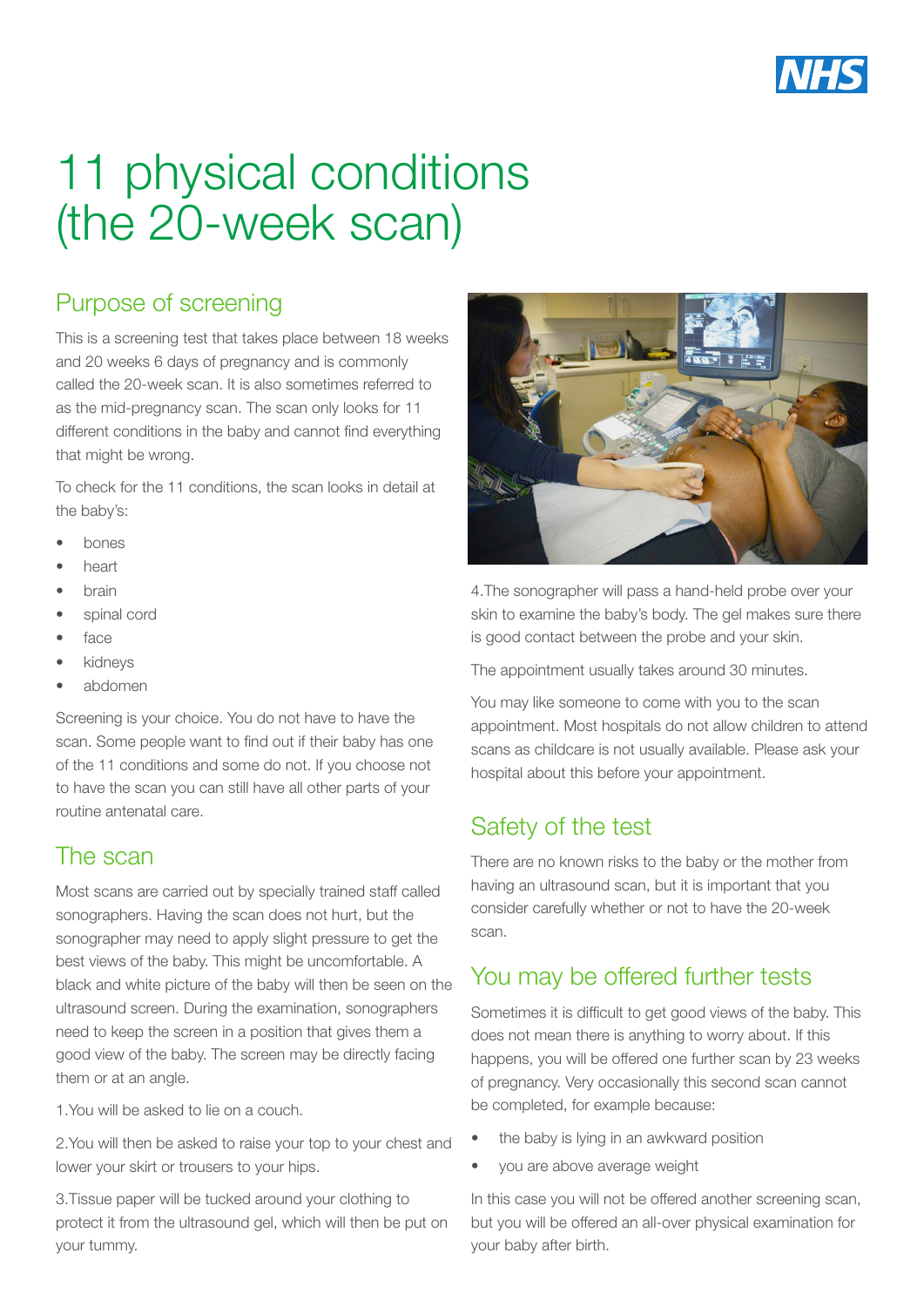# 11 physical conditions (the 20-week scan)

## Purpose of screening

This is a screening test that takes place between 18 weeks and 20 weeks 6 days of pregnancy and is commonly called the 20-week scan. It is also sometimes referred to as the mid-pregnancy scan. The scan only looks for 11 different conditions in the baby and cannot find everything that might be wrong.

To check for the 11 conditions, the scan looks in detail at the baby's:

- bones
- heart
- brain
- spinal cord
- face
- kidneys
- abdomen

Screening is your choice. You do not have to have the scan. Some people want to find out if their baby has one of the 11 conditions and some do not. If you choose not to have the scan you can still have all other parts of your routine antenatal care.

## The scan

Most scans are carried out by specially trained staff called sonographers. Having the scan does not hurt, but the sonographer may need to apply slight pressure to get the best views of the baby. This might be uncomfortable. A black and white picture of the baby will then be seen on the ultrasound screen. During the examination, sonographers need to keep the screen in a position that gives them a good view of the baby. The screen may be directly facing them or at an angle.

1.You will be asked to lie on a couch.

2.You will then be asked to raise your top to your chest and lower your skirt or trousers to your hips.

3.Tissue paper will be tucked around your clothing to protect it from the ultrasound gel, which will then be put on your tummy.

4.The sonographer will pass a hand-held probe over your skin to examine the baby's body. The gel makes sure there is good contact between the probe and your skin.

The appointment usually takes around 30 minutes.

You may like someone to come with you to the scan appointment. Most hospitals do not allow children to attend scans as childcare is not usually available. Please ask your hospital about this before your appointment.

## Safety of the test

There are no known risks to the baby or the mother from having an ultrasound scan, but it is important that you consider carefully whether or not to have the 20-week scan.

## You may be offered further tests

Sometimes it is difficult to get good views of the baby. This does not mean there is anything to worry about. If this happens, you will be offered one further scan by 23 weeks of pregnancy. Very occasionally this second scan cannot be completed, for example because:

- the baby is lying in an awkward position
- you are above average weight

In this case you will not be offered another screening scan, but you will be offered an all-over physical examination for your baby after birth.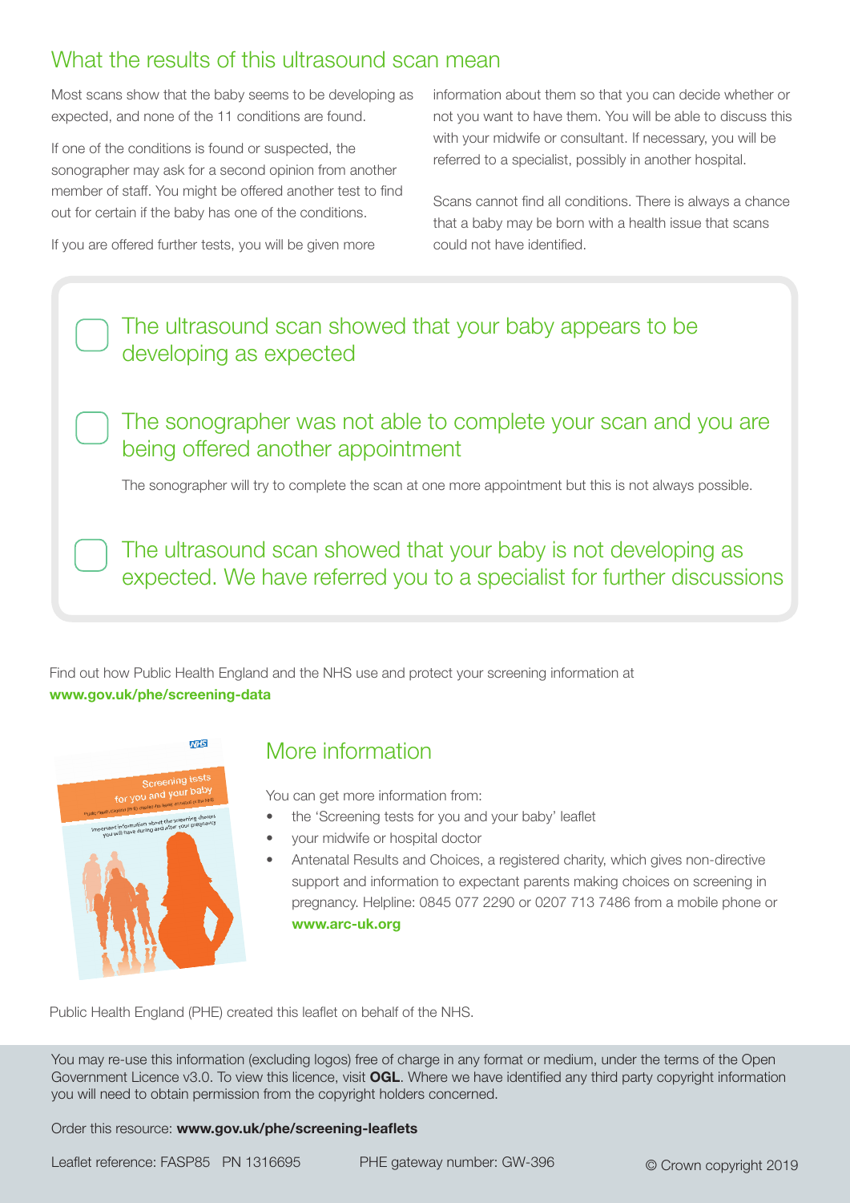## What the results of this ultrasound scan mean

Most scans show that the baby seems to be developing as expected, and none of the 11 conditions are found.

If one of the conditions is found or suspected, the sonographer may ask for a second opinion from another member of staff. You might be offered another test to find out for certain if the baby has one of the conditions.

If you are offered further tests, you will be given more information about them so that you can decide whether or not you want to have them. You will be able to discuss this with your midwife or consultant. If necessary, you will be referred to a specialist, possibly in another hospital.

Scans cannot find all conditions. There is always a chance that a baby may be born with a health issue that scans could not have identified.

- [ ] The ultrasound scan showed that your baby appears to be developing as expected

- [ ] The sonographer was not able to complete your scan and you are being offered another appointment

  The sonographer will try to complete the scan at one more appointment but this is not always possible.

- [ ] The ultrasound scan showed that your baby is not developing as expected. We have referred you to a specialist for further discussions

Find out how Public Health England and the NHS use and protect your screening information at **www.gov.uk/phe/screening-data**

## More information

You can get more information from:

- the 'Screening tests for you and your baby' leaflet
- your midwife or hospital doctor
- Antenatal Results and Choices, a registered charity, which gives non-directive support and information to expectant parents making choices on screening in pregnancy. Helpline: 0845 077 2290 or 0207 713 7486 from a mobile phone or **www.arc-uk.org**

Public Health England (PHE) created this leaflet on behalf of the NHS.

You may re-use this information (excluding logos) free of charge in any format or medium, under the terms of the Open Government Licence v3.0. To view this licence, visit **OGL**. Where we have identified any third party copyright information you will need to obtain permission from the copyright holders concerned.

Order this resource: **www.gov.uk/phe/screening-leaflets**

Leaflet reference: FASP85 PN 1316695 PHE gateway number: GW-396 © Crown copyright 2019